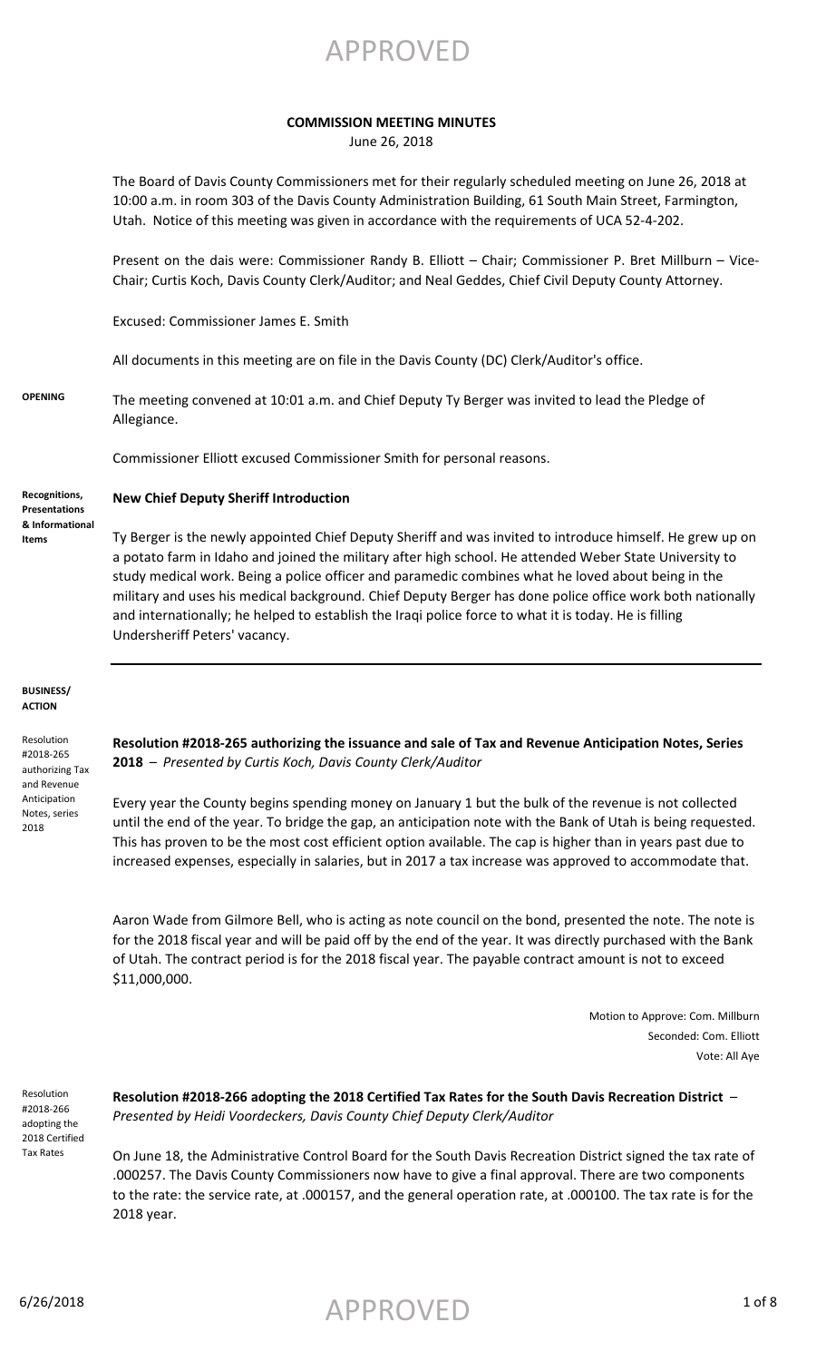APPROVED

# COMMISSION MEETING MINUTES

June 26, 2018

The Board of Davis County Commissioners met for their regularly scheduled meeting on June 26, 2018 at 10:00 a.m. in room 303 of the Davis County Administration Building, 61 South Main Street, Farmington, Utah. Notice of this meeting was given in accordance with the requirements of UCA 52-4-202.

Present on the dais were: Commissioner Randy B. Elliott – Chair; Commissioner P. Bret Millburn – Vice-Chair; Curtis Koch, Davis County Clerk/Auditor; and Neal Geddes, Chief Civil Deputy County Attorney.

Excused: Commissioner James E. Smith

All documents in this meeting are on file in the Davis County (DC) Clerk/Auditor's office.

**OPENING**

The meeting convened at 10:01 a.m. and Chief Deputy Ty Berger was invited to lead the Pledge of Allegiance.

Commissioner Elliott excused Commissioner Smith for personal reasons.

**Recognitions, Presentations & Informational Items**

**New Chief Deputy Sheriff Introduction**

Ty Berger is the newly appointed Chief Deputy Sheriff and was invited to introduce himself. He grew up on a potato farm in Idaho and joined the military after high school. He attended Weber State University to study medical work. Being a police officer and paramedic combines what he loved about being in the military and uses his medical background. Chief Deputy Berger has done police office work both nationally and internationally; he helped to establish the Iraqi police force to what it is today. He is filling Undersheriff Peters' vacancy.

---

**BUSINESS/ ACTION**

Resolution #2018-265 authorizing Tax and Revenue Anticipation Notes, series 2018

**Resolution #2018-265 authorizing the issuance and sale of Tax and Revenue Anticipation Notes, Series 2018** – *Presented by Curtis Koch, Davis County Clerk/Auditor*

Every year the County begins spending money on January 1 but the bulk of the revenue is not collected until the end of the year. To bridge the gap, an anticipation note with the Bank of Utah is being requested. This has proven to be the most cost efficient option available. The cap is higher than in years past due to increased expenses, especially in salaries, but in 2017 a tax increase was approved to accommodate that.

Aaron Wade from Gilmore Bell, who is acting as note council on the bond, presented the note. The note is for the 2018 fiscal year and will be paid off by the end of the year. It was directly purchased with the Bank of Utah. The contract period is for the 2018 fiscal year. The payable contract amount is not to exceed \$11,000,000.

Motion to Approve: Com. Millburn
Seconded: Com. Elliott
Vote: All Aye

Resolution #2018-266 adopting the 2018 Certified Tax Rates

**Resolution #2018-266 adopting the 2018 Certified Tax Rates for the South Davis Recreation District** – *Presented by Heidi Voordeckers, Davis County Chief Deputy Clerk/Auditor*

On June 18, the Administrative Control Board for the South Davis Recreation District signed the tax rate of .000257. The Davis County Commissioners now have to give a final approval. There are two components to the rate: the service rate, at .000157, and the general operation rate, at .000100. The tax rate is for the 2018 year.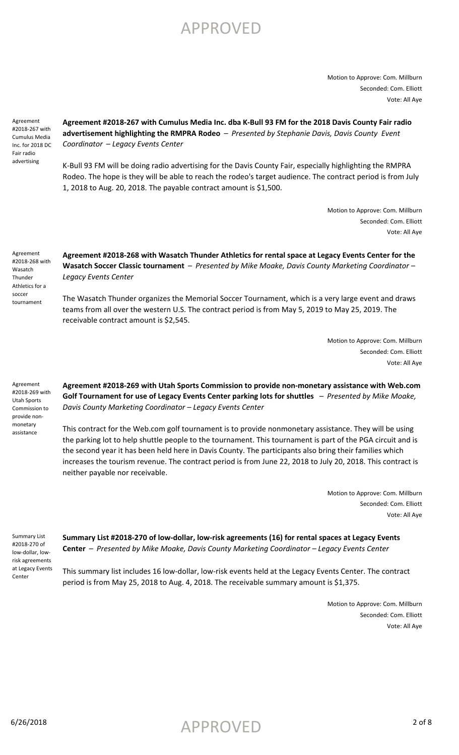Motion to Approve: Com. Millburn
Seconded: Com. Elliott
Vote: All Aye

Agreement #2018-267 with Cumulus Media Inc. for 2018 DC Fair radio advertising

**Agreement #2018-267 with Cumulus Media Inc. dba K-Bull 93 FM for the 2018 Davis County Fair radio advertisement highlighting the RMPRA Rodeo** – *Presented by Stephanie Davis, Davis County Event Coordinator – Legacy Events Center*

K-Bull 93 FM will be doing radio advertising for the Davis County Fair, especially highlighting the RMPRA Rodeo. The hope is they will be able to reach the rodeo's target audience. The contract period is from July 1, 2018 to Aug. 20, 2018. The payable contract amount is $1,500.

Motion to Approve: Com. Millburn
Seconded: Com. Elliott
Vote: All Aye

Agreement #2018-268 with Wasatch Thunder Athletics for a soccer tournament

**Agreement #2018-268 with Wasatch Thunder Athletics for rental space at Legacy Events Center for the Wasatch Soccer Classic tournament** – *Presented by Mike Moake, Davis County Marketing Coordinator – Legacy Events Center*

The Wasatch Thunder organizes the Memorial Soccer Tournament, which is a very large event and draws teams from all over the western U.S. The contract period is from May 5, 2019 to May 25, 2019. The receivable contract amount is $2,545.

Motion to Approve: Com. Millburn
Seconded: Com. Elliott
Vote: All Aye

Agreement #2018-269 with Utah Sports Commission to provide non-monetary assistance

**Agreement #2018-269 with Utah Sports Commission to provide non-monetary assistance with Web.com Golf Tournament for use of Legacy Events Center parking lots for shuttles** – *Presented by Mike Moake, Davis County Marketing Coordinator – Legacy Events Center*

This contract for the Web.com golf tournament is to provide nonmonetary assistance. They will be using the parking lot to help shuttle people to the tournament. This tournament is part of the PGA circuit and is the second year it has been held here in Davis County. The participants also bring their families which increases the tourism revenue. The contract period is from June 22, 2018 to July 20, 2018. This contract is neither payable nor receivable.

Motion to Approve: Com. Millburn
Seconded: Com. Elliott
Vote: All Aye

Summary List #2018-270 of low-dollar, low-risk agreements at Legacy Events Center

**Summary List #2018-270 of low-dollar, low-risk agreements (16) for rental spaces at Legacy Events Center** – *Presented by Mike Moake, Davis County Marketing Coordinator – Legacy Events Center*

This summary list includes 16 low-dollar, low-risk events held at the Legacy Events Center. The contract period is from May 25, 2018 to Aug. 4, 2018. The receivable summary amount is $1,375.

Motion to Approve: Com. Millburn
Seconded: Com. Elliott
Vote: All Aye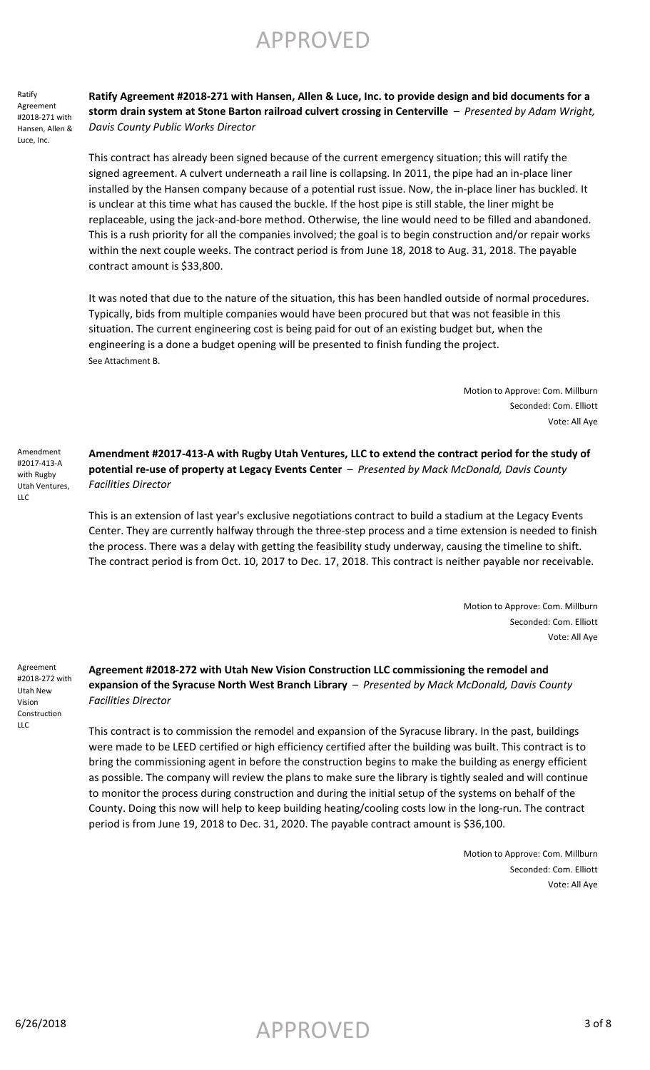Ratify Agreement #2018-271 with Hansen, Allen & Luce, Inc.

**Ratify Agreement #2018-271 with Hansen, Allen & Luce, Inc. to provide design and bid documents for a storm drain system at Stone Barton railroad culvert crossing in Centerville** – *Presented by Adam Wright, Davis County Public Works Director*

This contract has already been signed because of the current emergency situation; this will ratify the signed agreement. A culvert underneath a rail line is collapsing. In 2011, the pipe had an in-place liner installed by the Hansen company because of a potential rust issue. Now, the in-place liner has buckled. It is unclear at this time what has caused the buckle. If the host pipe is still stable, the liner might be replaceable, using the jack-and-bore method. Otherwise, the line would need to be filled and abandoned. This is a rush priority for all the companies involved; the goal is to begin construction and/or repair works within the next couple weeks. The contract period is from June 18, 2018 to Aug. 31, 2018. The payable contract amount is $33,800.

It was noted that due to the nature of the situation, this has been handled outside of normal procedures. Typically, bids from multiple companies would have been procured but that was not feasible in this situation. The current engineering cost is being paid for out of an existing budget but, when the engineering is a done a budget opening will be presented to finish funding the project.
See Attachment B.

Motion to Approve: Com. Millburn
Seconded: Com. Elliott
Vote: All Aye

Amendment #2017-413-A with Rugby Utah Ventures, LLC

**Amendment #2017-413-A with Rugby Utah Ventures, LLC to extend the contract period for the study of potential re-use of property at Legacy Events Center** – *Presented by Mack McDonald, Davis County Facilities Director*

This is an extension of last year's exclusive negotiations contract to build a stadium at the Legacy Events Center. They are currently halfway through the three-step process and a time extension is needed to finish the process. There was a delay with getting the feasibility study underway, causing the timeline to shift. The contract period is from Oct. 10, 2017 to Dec. 17, 2018. This contract is neither payable nor receivable.

Motion to Approve: Com. Millburn
Seconded: Com. Elliott
Vote: All Aye

Agreement #2018-272 with Utah New Vision Construction LLC

**Agreement #2018-272 with Utah New Vision Construction LLC commissioning the remodel and expansion of the Syracuse North West Branch Library** – *Presented by Mack McDonald, Davis County Facilities Director*

This contract is to commission the remodel and expansion of the Syracuse library. In the past, buildings were made to be LEED certified or high efficiency certified after the building was built. This contract is to bring the commissioning agent in before the construction begins to make the building as energy efficient as possible. The company will review the plans to make sure the library is tightly sealed and will continue to monitor the process during construction and during the initial setup of the systems on behalf of the County. Doing this now will help to keep building heating/cooling costs low in the long-run. The contract period is from June 19, 2018 to Dec. 31, 2020. The payable contract amount is $36,100.

Motion to Approve: Com. Millburn
Seconded: Com. Elliott
Vote: All Aye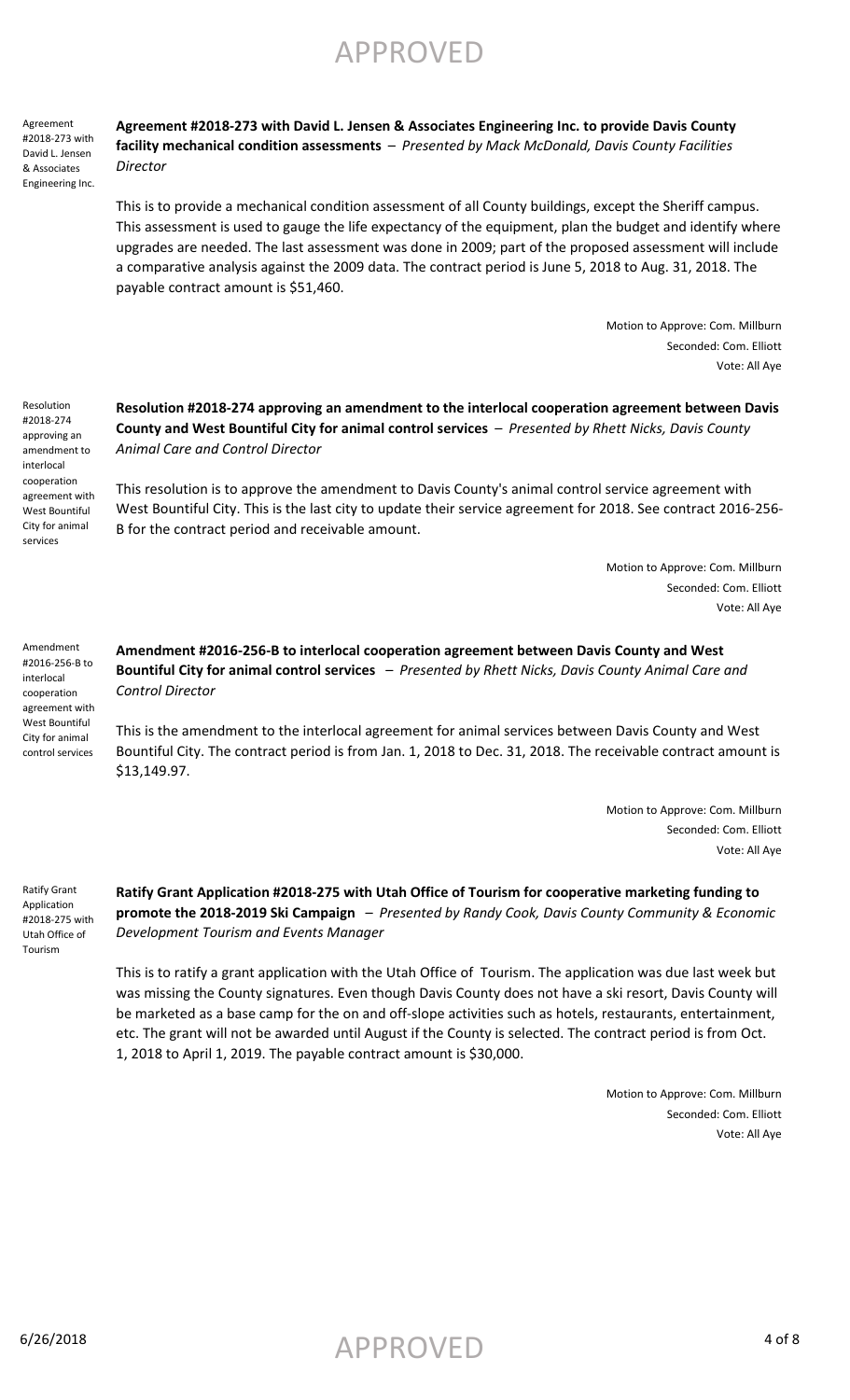Agreement #2018-273 with David L. Jensen & Associates Engineering Inc.

**Agreement #2018-273 with David L. Jensen & Associates Engineering Inc. to provide Davis County facility mechanical condition assessments** – *Presented by Mack McDonald, Davis County Facilities Director*

This is to provide a mechanical condition assessment of all County buildings, except the Sheriff campus. This assessment is used to gauge the life expectancy of the equipment, plan the budget and identify where upgrades are needed. The last assessment was done in 2009; part of the proposed assessment will include a comparative analysis against the 2009 data. The contract period is June 5, 2018 to Aug. 31, 2018. The payable contract amount is $51,460.

Motion to Approve: Com. Millburn
Seconded: Com. Elliott
Vote: All Aye

Resolution #2018-274 approving an amendment to interlocal cooperation agreement with West Bountiful City for animal services

**Resolution #2018-274 approving an amendment to the interlocal cooperation agreement between Davis County and West Bountiful City for animal control services** – *Presented by Rhett Nicks, Davis County Animal Care and Control Director*

This resolution is to approve the amendment to Davis County's animal control service agreement with West Bountiful City. This is the last city to update their service agreement for 2018. See contract 2016-256-B for the contract period and receivable amount.

Motion to Approve: Com. Millburn
Seconded: Com. Elliott
Vote: All Aye

Amendment #2016-256-B to interlocal cooperation agreement with West Bountiful City for animal control services

**Amendment #2016-256-B to interlocal cooperation agreement between Davis County and West Bountiful City for animal control services** – *Presented by Rhett Nicks, Davis County Animal Care and Control Director*

This is the amendment to the interlocal agreement for animal services between Davis County and West Bountiful City. The contract period is from Jan. 1, 2018 to Dec. 31, 2018. The receivable contract amount is $13,149.97.

Motion to Approve: Com. Millburn
Seconded: Com. Elliott
Vote: All Aye

Ratify Grant Application #2018-275 with Utah Office of Tourism

**Ratify Grant Application #2018-275 with Utah Office of Tourism for cooperative marketing funding to promote the 2018-2019 Ski Campaign** – *Presented by Randy Cook, Davis County Community & Economic Development Tourism and Events Manager*

This is to ratify a grant application with the Utah Office of Tourism. The application was due last week but was missing the County signatures. Even though Davis County does not have a ski resort, Davis County will be marketed as a base camp for the on and off-slope activities such as hotels, restaurants, entertainment, etc. The grant will not be awarded until August if the County is selected. The contract period is from Oct. 1, 2018 to April 1, 2019. The payable contract amount is $30,000.

Motion to Approve: Com. Millburn
Seconded: Com. Elliott
Vote: All Aye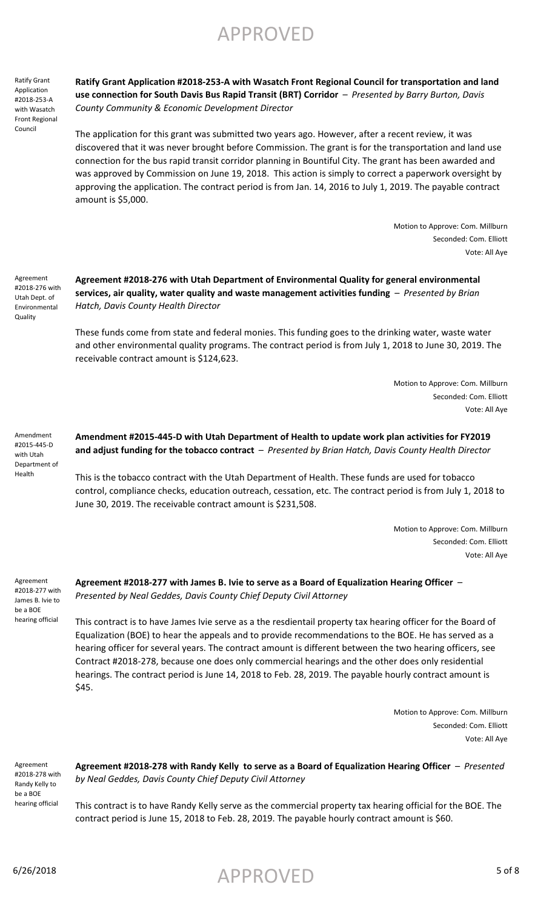Ratify Grant Application #2018-253-A with Wasatch Front Regional Council

**Ratify Grant Application #2018-253-A with Wasatch Front Regional Council for transportation and land use connection for South Davis Bus Rapid Transit (BRT) Corridor** – *Presented by Barry Burton, Davis County Community & Economic Development Director*

The application for this grant was submitted two years ago. However, after a recent review, it was discovered that it was never brought before Commission. The grant is for the transportation and land use connection for the bus rapid transit corridor planning in Bountiful City. The grant has been awarded and was approved by Commission on June 19, 2018. This action is simply to correct a paperwork oversight by approving the application. The contract period is from Jan. 14, 2016 to July 1, 2019. The payable contract amount is $5,000.

Motion to Approve: Com. Millburn
Seconded: Com. Elliott
Vote: All Aye

Agreement #2018-276 with Utah Dept. of Environmental Quality

**Agreement #2018-276 with Utah Department of Environmental Quality for general environmental services, air quality, water quality and waste management activities funding** – *Presented by Brian Hatch, Davis County Health Director*

These funds come from state and federal monies. This funding goes to the drinking water, waste water and other environmental quality programs. The contract period is from July 1, 2018 to June 30, 2019. The receivable contract amount is $124,623.

Motion to Approve: Com. Millburn
Seconded: Com. Elliott
Vote: All Aye

Amendment #2015-445-D with Utah Department of Health

**Amendment #2015-445-D with Utah Department of Health to update work plan activities for FY2019 and adjust funding for the tobacco contract** – *Presented by Brian Hatch, Davis County Health Director*

This is the tobacco contract with the Utah Department of Health. These funds are used for tobacco control, compliance checks, education outreach, cessation, etc. The contract period is from July 1, 2018 to June 30, 2019. The receivable contract amount is $231,508.

Motion to Approve: Com. Millburn
Seconded: Com. Elliott
Vote: All Aye

Agreement #2018-277 with James B. Ivie to be a BOE hearing official

**Agreement #2018-277 with James B. Ivie to serve as a Board of Equalization Hearing Officer** – *Presented by Neal Geddes, Davis County Chief Deputy Civil Attorney*

This contract is to have James Ivie serve as a the resdientail property tax hearing officer for the Board of Equalization (BOE) to hear the appeals and to provide recommendations to the BOE. He has served as a hearing officer for several years. The contract amount is different between the two hearing officers, see Contract #2018-278, because one does only commercial hearings and the other does only residential hearings. The contract period is June 14, 2018 to Feb. 28, 2019. The payable hourly contract amount is $45.

Motion to Approve: Com. Millburn
Seconded: Com. Elliott
Vote: All Aye

Agreement #2018-278 with Randy Kelly to be a BOE hearing official

**Agreement #2018-278 with Randy Kelly to serve as a Board of Equalization Hearing Officer** – *Presented by Neal Geddes, Davis County Chief Deputy Civil Attorney*

This contract is to have Randy Kelly serve as the commercial property tax hearing official for the BOE. The contract period is June 15, 2018 to Feb. 28, 2019. The payable hourly contract amount is $60.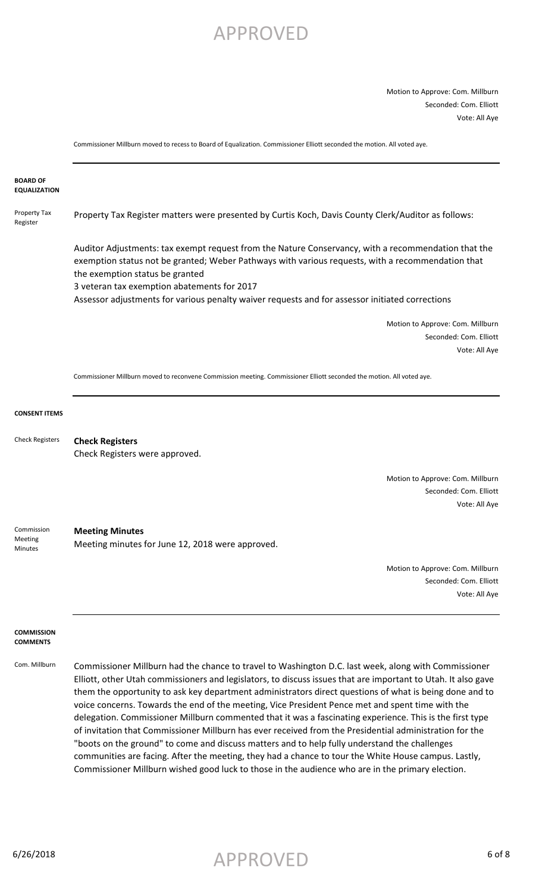Motion to Approve: Com. Millburn
Seconded: Com. Elliott
Vote: All Aye

Commissioner Millburn moved to recess to Board of Equalization. Commissioner Elliott seconded the motion. All voted aye.

---

## BOARD OF EQUALIZATION

**Property Tax Register**

Property Tax Register matters were presented by Curtis Koch, Davis County Clerk/Auditor as follows:

Auditor Adjustments: tax exempt request from the Nature Conservancy, with a recommendation that the exemption status not be granted; Weber Pathways with various requests, with a recommendation that the exemption status be granted
3 veteran tax exemption abatements for 2017
Assessor adjustments for various penalty waiver requests and for assessor initiated corrections

Motion to Approve: Com. Millburn
Seconded: Com. Elliott
Vote: All Aye

Commissioner Millburn moved to reconvene Commission meeting. Commissioner Elliott seconded the motion. All voted aye.

---

## CONSENT ITEMS

**Check Registers**

**Check Registers**
Check Registers were approved.

Motion to Approve: Com. Millburn
Seconded: Com. Elliott
Vote: All Aye

**Commission Meeting Minutes**

**Meeting Minutes**
Meeting minutes for June 12, 2018 were approved.

Motion to Approve: Com. Millburn
Seconded: Com. Elliott
Vote: All Aye

---

## COMMISSION COMMENTS

**Com. Millburn**

Commissioner Millburn had the chance to travel to Washington D.C. last week, along with Commissioner Elliott, other Utah commissioners and legislators, to discuss issues that are important to Utah. It also gave them the opportunity to ask key department administrators direct questions of what is being done and to voice concerns. Towards the end of the meeting, Vice President Pence met and spent time with the delegation. Commissioner Millburn commented that it was a fascinating experience. This is the first type of invitation that Commissioner Millburn has ever received from the Presidential administration for the "boots on the ground" to come and discuss matters and to help fully understand the challenges communities are facing. After the meeting, they had a chance to tour the White House campus. Lastly, Commissioner Millburn wished good luck to those in the audience who are in the primary election.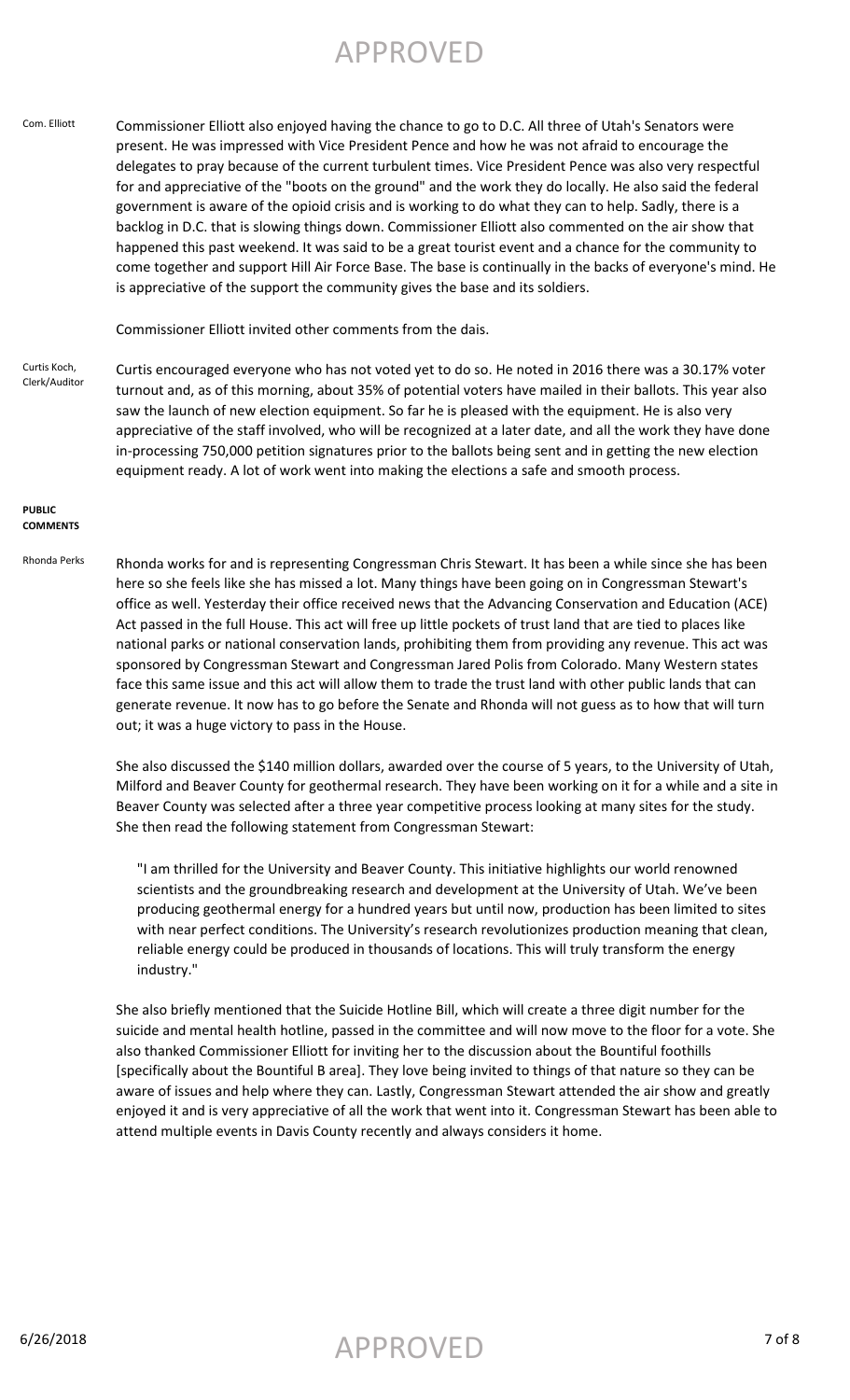Com. Elliott

Commissioner Elliott also enjoyed having the chance to go to D.C. All three of Utah's Senators were present. He was impressed with Vice President Pence and how he was not afraid to encourage the delegates to pray because of the current turbulent times. Vice President Pence was also very respectful for and appreciative of the "boots on the ground" and the work they do locally. He also said the federal government is aware of the opioid crisis and is working to do what they can to help. Sadly, there is a backlog in D.C. that is slowing things down. Commissioner Elliott also commented on the air show that happened this past weekend. It was said to be a great tourist event and a chance for the community to come together and support Hill Air Force Base. The base is continually in the backs of everyone's mind. He is appreciative of the support the community gives the base and its soldiers.

Commissioner Elliott invited other comments from the dais.

Curtis Koch, Clerk/Auditor

Curtis encouraged everyone who has not voted yet to do so. He noted in 2016 there was a 30.17% voter turnout and, as of this morning, about 35% of potential voters have mailed in their ballots. This year also saw the launch of new election equipment. So far he is pleased with the equipment. He is also very appreciative of the staff involved, who will be recognized at a later date, and all the work they have done in-processing 750,000 petition signatures prior to the ballots being sent and in getting the new election equipment ready. A lot of work went into making the elections a safe and smooth process.

**PUBLIC COMMENTS**

Rhonda Perks

Rhonda works for and is representing Congressman Chris Stewart. It has been a while since she has been here so she feels like she has missed a lot. Many things have been going on in Congressman Stewart's office as well. Yesterday their office received news that the Advancing Conservation and Education (ACE) Act passed in the full House. This act will free up little pockets of trust land that are tied to places like national parks or national conservation lands, prohibiting them from providing any revenue. This act was sponsored by Congressman Stewart and Congressman Jared Polis from Colorado. Many Western states face this same issue and this act will allow them to trade the trust land with other public lands that can generate revenue. It now has to go before the Senate and Rhonda will not guess as to how that will turn out; it was a huge victory to pass in the House.

She also discussed the $140 million dollars, awarded over the course of 5 years, to the University of Utah, Milford and Beaver County for geothermal research. They have been working on it for a while and a site in Beaver County was selected after a three year competitive process looking at many sites for the study. She then read the following statement from Congressman Stewart:

> "I am thrilled for the University and Beaver County. This initiative highlights our world renowned scientists and the groundbreaking research and development at the University of Utah. We've been producing geothermal energy for a hundred years but until now, production has been limited to sites with near perfect conditions. The University's research revolutionizes production meaning that clean, reliable energy could be produced in thousands of locations. This will truly transform the energy industry."

She also briefly mentioned that the Suicide Hotline Bill, which will create a three digit number for the suicide and mental health hotline, passed in the committee and will now move to the floor for a vote. She also thanked Commissioner Elliott for inviting her to the discussion about the Bountiful foothills [specifically about the Bountiful B area]. They love being invited to things of that nature so they can be aware of issues and help where they can. Lastly, Congressman Stewart attended the air show and greatly enjoyed it and is very appreciative of all the work that went into it. Congressman Stewart has been able to attend multiple events in Davis County recently and always considers it home.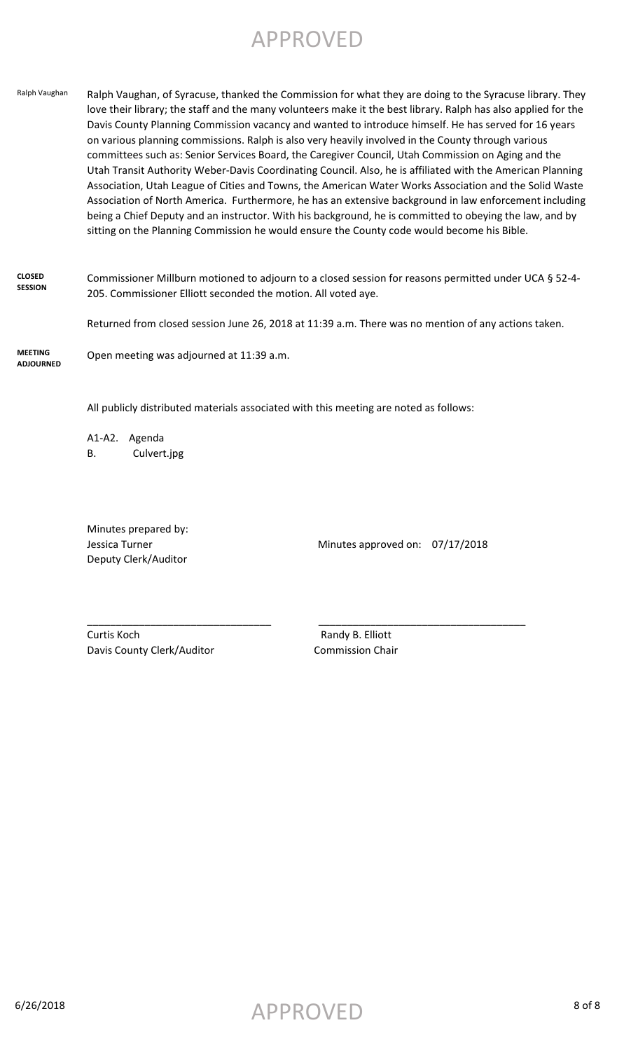APPROVED

**Ralph Vaughan**

Ralph Vaughan, of Syracuse, thanked the Commission for what they are doing to the Syracuse library. They love their library; the staff and the many volunteers make it the best library. Ralph has also applied for the Davis County Planning Commission vacancy and wanted to introduce himself. He has served for 16 years on various planning commissions. Ralph is also very heavily involved in the County through various committees such as: Senior Services Board, the Caregiver Council, Utah Commission on Aging and the Utah Transit Authority Weber-Davis Coordinating Council. Also, he is affiliated with the American Planning Association, Utah League of Cities and Towns, the American Water Works Association and the Solid Waste Association of North America. Furthermore, he has an extensive background in law enforcement including being a Chief Deputy and an instructor. With his background, he is committed to obeying the law, and by sitting on the Planning Commission he would ensure the County code would become his Bible.

**CLOSED SESSION**

Commissioner Millburn motioned to adjourn to a closed session for reasons permitted under UCA § 52-4-205. Commissioner Elliott seconded the motion. All voted aye.

Returned from closed session June 26, 2018 at 11:39 a.m. There was no mention of any actions taken.

**MEETING ADJOURNED**

Open meeting was adjourned at 11:39 a.m.

All publicly distributed materials associated with this meeting are noted as follows:

A1-A2. Agenda
B. Culvert.jpg

Minutes prepared by:
Jessica Turner
Deputy Clerk/Auditor

Minutes approved on: 07/17/2018

_______________________________
Curtis Koch
Davis County Clerk/Auditor

_______________________________
Randy B. Elliott
Commission Chair

6/26/2018

APPROVED